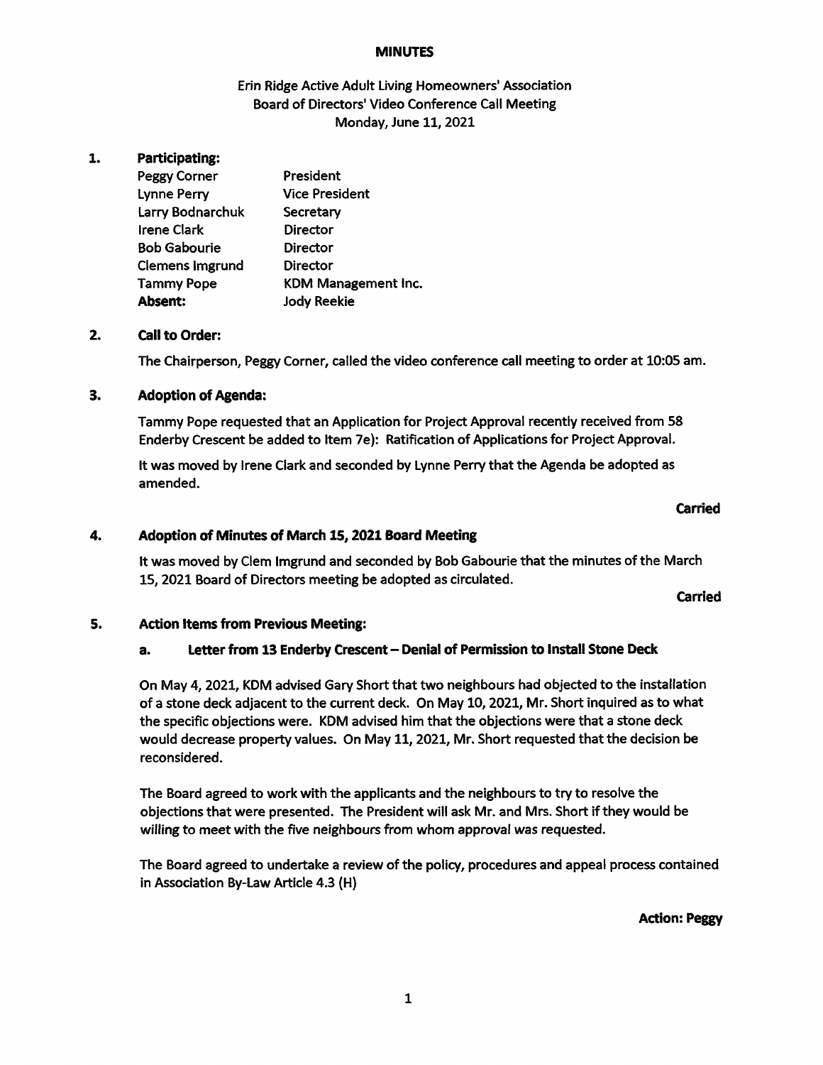**MINUTES**

Erin Ridge Active Adult Living Homeowners' Association
Board of Directors' Video Conference Call Meeting
Monday, June 11, 2021

## 1. Participating:

| | |
|---|---|
| Peggy Corner | President |
| Lynne Perry | Vice President |
| Larry Bodnarchuk | Secretary |
| Irene Clark | Director |
| Bob Gabourie | Director |
| Clemens Imgrund | Director |
| Tammy Pope | KDM Management Inc. |
| **Absent:** | Jody Reekie |

## 2. Call to Order:

The Chairperson, Peggy Corner, called the video conference call meeting to order at 10:05 am.

## 3. Adoption of Agenda:

Tammy Pope requested that an Application for Project Approval recently received from 58 Enderby Crescent be added to Item 7e): Ratification of Applications for Project Approval.

It was moved by Irene Clark and seconded by Lynne Perry that the Agenda be adopted as amended.

**Carried**

## 4. Adoption of Minutes of March 15, 2021 Board Meeting

It was moved by Clem Imgrund and seconded by Bob Gabourie that the minutes of the March 15, 2021 Board of Directors meeting be adopted as circulated.

**Carried**

## 5. Action Items from Previous Meeting:

### a. Letter from 13 Enderby Crescent – Denial of Permission to Install Stone Deck

On May 4, 2021, KDM advised Gary Short that two neighbours had objected to the installation of a stone deck adjacent to the current deck. On May 10, 2021, Mr. Short inquired as to what the specific objections were. KDM advised him that the objections were that a stone deck would decrease property values. On May 11, 2021, Mr. Short requested that the decision be reconsidered.

The Board agreed to work with the applicants and the neighbours to try to resolve the objections that were presented. The President will ask Mr. and Mrs. Short if they would be willing to meet with the five neighbours from whom approval was requested.

The Board agreed to undertake a review of the policy, procedures and appeal process contained in Association By-Law Article 4.3 (H)

**Action: Peggy**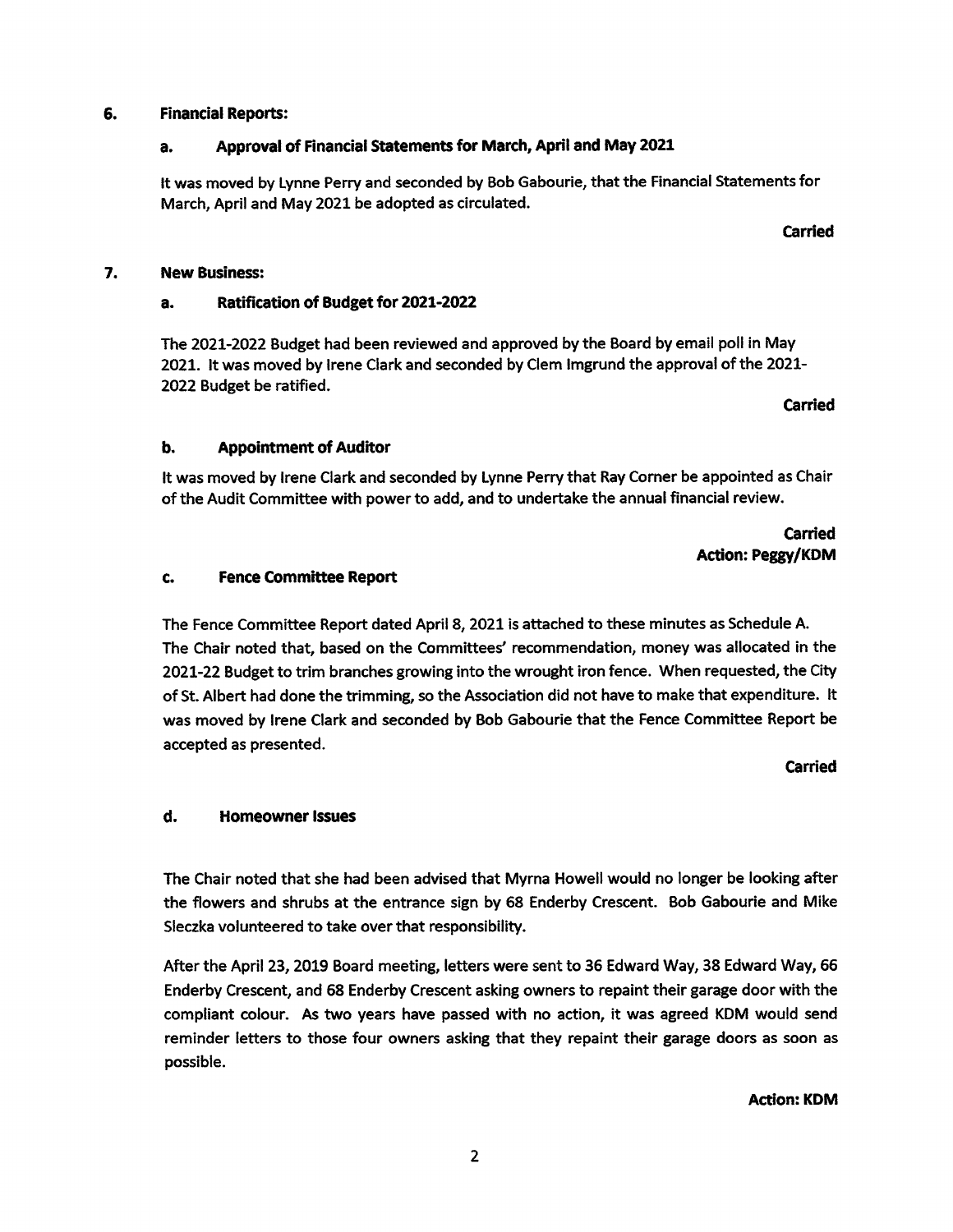## 6. Financial Reports:

### a. Approval of Financial Statements for March, April and May 2021

It was moved by Lynne Perry and seconded by Bob Gabourie, that the Financial Statements for March, April and May 2021 be adopted as circulated.

**Carried**

## 7. New Business:

### a. Ratification of Budget for 2021-2022

The 2021-2022 Budget had been reviewed and approved by the Board by email poll in May 2021. It was moved by Irene Clark and seconded by Clem Imgrund the approval of the 2021-2022 Budget be ratified.

**Carried**

### b. Appointment of Auditor

It was moved by Irene Clark and seconded by Lynne Perry that Ray Corner be appointed as Chair of the Audit Committee with power to add, and to undertake the annual financial review.

**Carried**
**Action: Peggy/KDM**

### c. Fence Committee Report

The Fence Committee Report dated April 8, 2021 is attached to these minutes as Schedule A. The Chair noted that, based on the Committees' recommendation, money was allocated in the 2021-22 Budget to trim branches growing into the wrought iron fence. When requested, the City of St. Albert had done the trimming, so the Association did not have to make that expenditure. It was moved by Irene Clark and seconded by Bob Gabourie that the Fence Committee Report be accepted as presented.

**Carried**

### d. Homeowner Issues

The Chair noted that she had been advised that Myrna Howell would no longer be looking after the flowers and shrubs at the entrance sign by 68 Enderby Crescent. Bob Gabourie and Mike Sleczka volunteered to take over that responsibility.

After the April 23, 2019 Board meeting, letters were sent to 36 Edward Way, 38 Edward Way, 66 Enderby Crescent, and 68 Enderby Crescent asking owners to repaint their garage door with the compliant colour. As two years have passed with no action, it was agreed KDM would send reminder letters to those four owners asking that they repaint their garage doors as soon as possible.

**Action: KDM**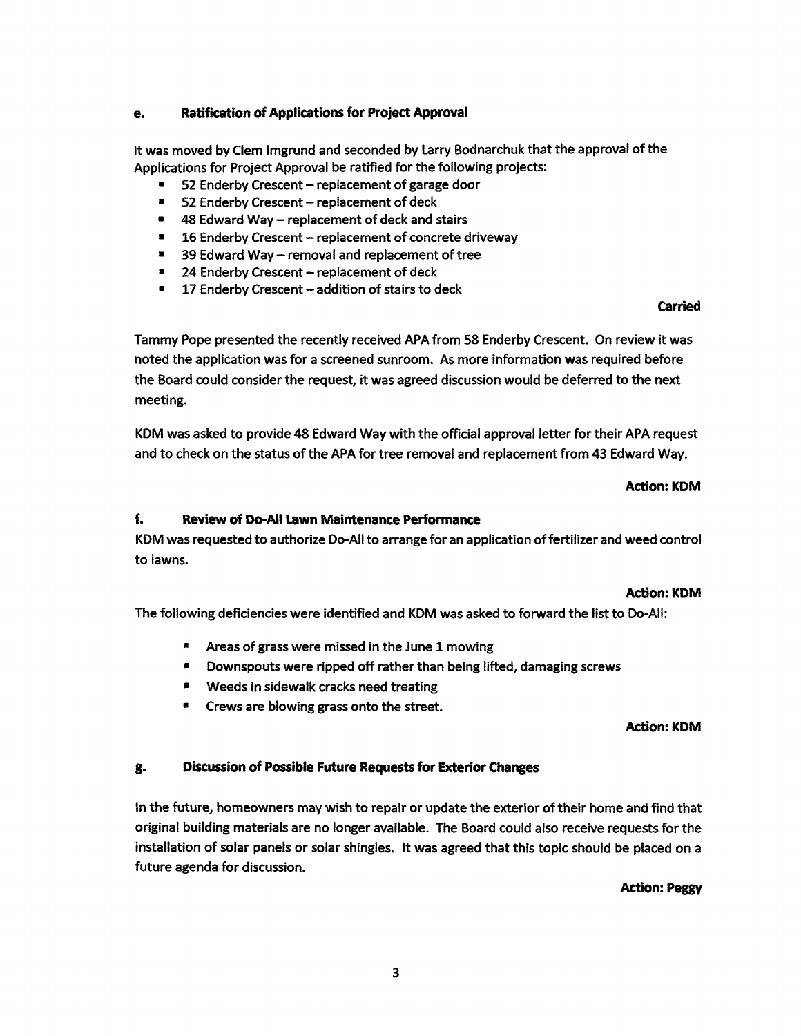### e. Ratification of Applications for Project Approval

It was moved by Clem Imgrund and seconded by Larry Bodnarchuk that the approval of the Applications for Project Approval be ratified for the following projects:

- 52 Enderby Crescent – replacement of garage door
- 52 Enderby Crescent – replacement of deck
- 48 Edward Way – replacement of deck and stairs
- 16 Enderby Crescent – replacement of concrete driveway
- 39 Edward Way – removal and replacement of tree
- 24 Enderby Crescent – replacement of deck
- 17 Enderby Crescent – addition of stairs to deck

**Carried**

Tammy Pope presented the recently received APA from 58 Enderby Crescent. On review it was noted the application was for a screened sunroom. As more information was required before the Board could consider the request, it was agreed discussion would be deferred to the next meeting.

KDM was asked to provide 48 Edward Way with the official approval letter for their APA request and to check on the status of the APA for tree removal and replacement from 43 Edward Way.

**Action: KDM**

### f. Review of Do-All Lawn Maintenance Performance

KDM was requested to authorize Do-All to arrange for an application of fertilizer and weed control to lawns.

**Action: KDM**

The following deficiencies were identified and KDM was asked to forward the list to Do-All:

- Areas of grass were missed in the June 1 mowing
- Downspouts were ripped off rather than being lifted, damaging screws
- Weeds in sidewalk cracks need treating
- Crews are blowing grass onto the street.

**Action: KDM**

### g. Discussion of Possible Future Requests for Exterior Changes

In the future, homeowners may wish to repair or update the exterior of their home and find that original building materials are no longer available. The Board could also receive requests for the installation of solar panels or solar shingles. It was agreed that this topic should be placed on a future agenda for discussion.

**Action: Peggy**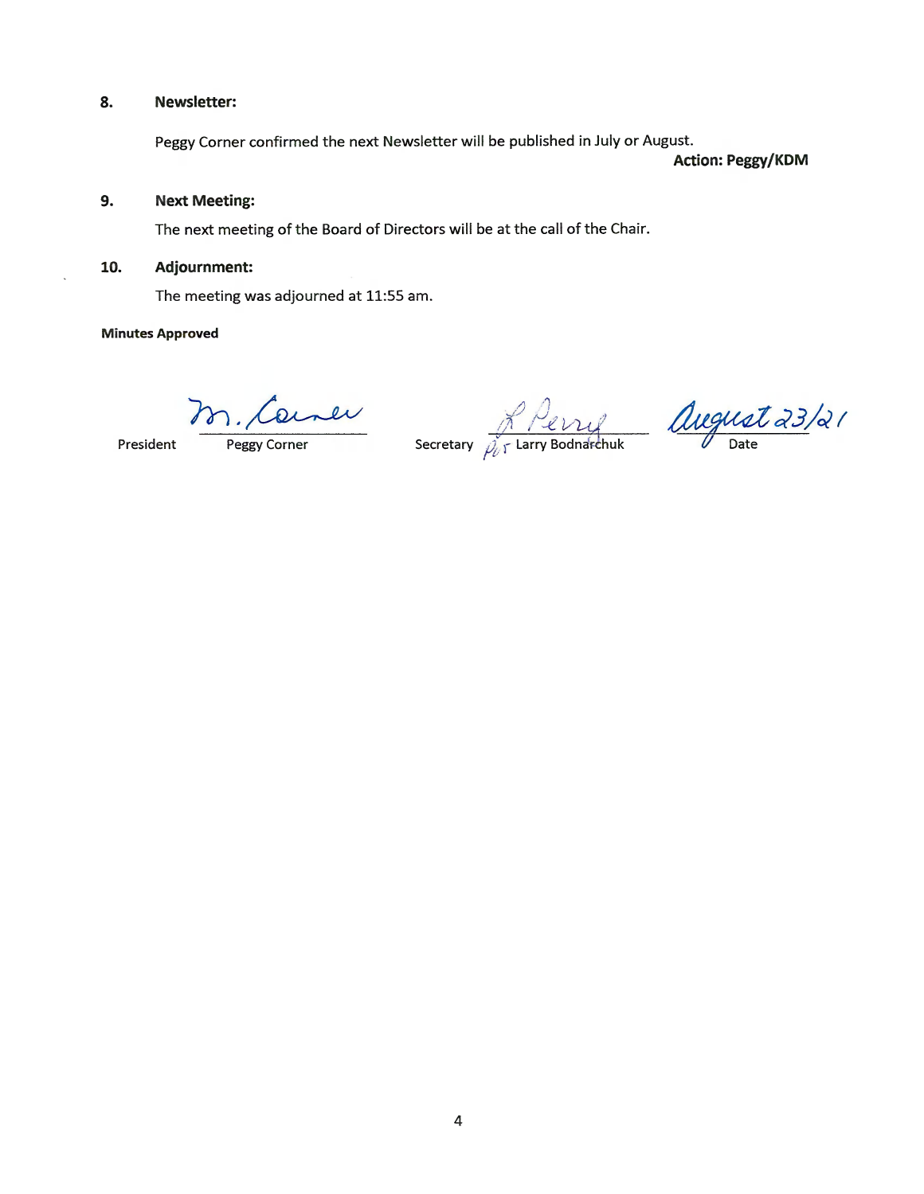## 8. Newsletter:

Peggy Corner confirmed the next Newsletter will be published in July or August.

**Action: Peggy/KDM**

## 9. Next Meeting:

The next meeting of the Board of Directors will be at the call of the Chair.

## 10. Adjournment:

The meeting was adjourned at 11:55 am.

**Minutes Approved**

President M. Corner — Peggy Corner

Secretary L Perry P/S Larry Bodnarchuk

August 23/21 — Date